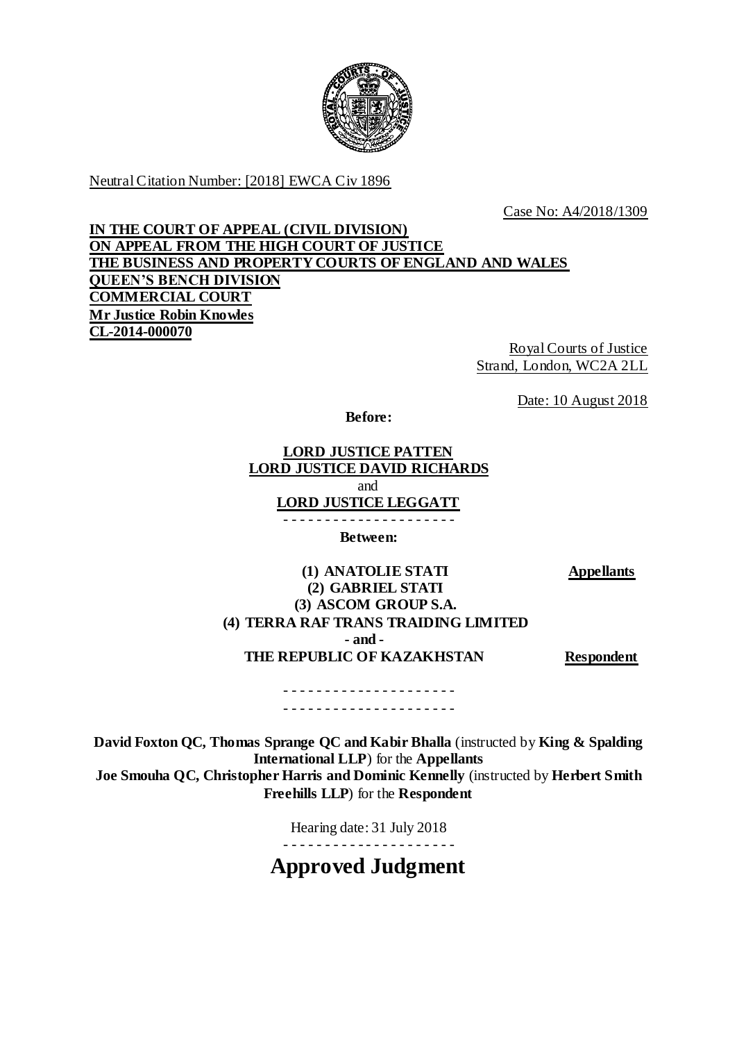Neutral Citation Number: [2018] EWCA Civ 1896

Case No: A4/2018/1309

**IN THE COURT OF APPEAL (CIVIL DIVISION)**
**ON APPEAL FROM THE HIGH COURT OF JUSTICE**
**THE BUSINESS AND PROPERTY COURTS OF ENGLAND AND WALES**
**QUEEN'S BENCH DIVISION**
**COMMERCIAL COURT**
**Mr Justice Robin Knowles**
**CL-2014-000070**

Royal Courts of Justice
Strand, London, WC2A 2LL

Date: 10 August 2018

**Before:**

**LORD JUSTICE PATTEN**
**LORD JUSTICE DAVID RICHARDS**
and
**LORD JUSTICE LEGGATT**

- - - - - - - - - - - - - - - - - - - - -

**Between:**

**(1) ANATOLIE STATI** — **Appellants**
**(2) GABRIEL STATI**
**(3) ASCOM GROUP S.A.**
**(4) TERRA RAF TRANS TRAIDING LIMITED**
**- and -**
**THE REPUBLIC OF KAZAKHSTAN** — **Respondent**

- - - - - - - - - - - - - - - - - - - - -
- - - - - - - - - - - - - - - - - - - - -

**David Foxton QC, Thomas Sprange QC and Kabir Bhalla** (instructed by **King & Spalding International LLP**) for the **Appellants**
**Joe Smouha QC, Christopher Harris and Dominic Kennelly** (instructed by **Herbert Smith Freehills LLP**) for the **Respondent**

Hearing date: 31 July 2018

- - - - - - - - - - - - - - - - - - - - -

# Approved Judgment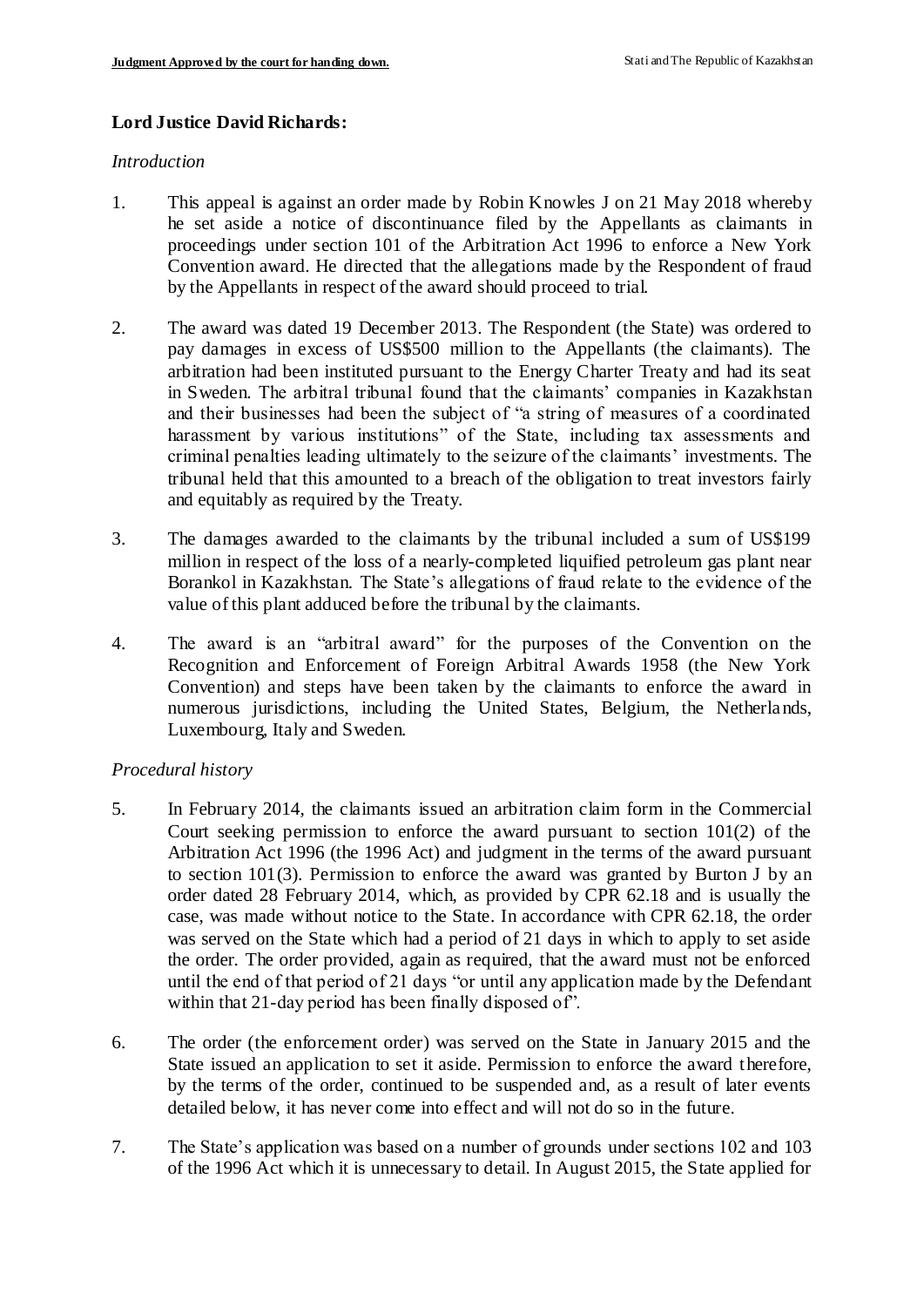**Lord Justice David Richards:**

*Introduction*

1. This appeal is against an order made by Robin Knowles J on 21 May 2018 whereby he set aside a notice of discontinuance filed by the Appellants as claimants in proceedings under section 101 of the Arbitration Act 1996 to enforce a New York Convention award. He directed that the allegations made by the Respondent of fraud by the Appellants in respect of the award should proceed to trial.

2. The award was dated 19 December 2013. The Respondent (the State) was ordered to pay damages in excess of US$500 million to the Appellants (the claimants). The arbitration had been instituted pursuant to the Energy Charter Treaty and had its seat in Sweden. The arbitral tribunal found that the claimants' companies in Kazakhstan and their businesses had been the subject of "a string of measures of a coordinated harassment by various institutions" of the State, including tax assessments and criminal penalties leading ultimately to the seizure of the claimants' investments. The tribunal held that this amounted to a breach of the obligation to treat investors fairly and equitably as required by the Treaty.

3. The damages awarded to the claimants by the tribunal included a sum of US$199 million in respect of the loss of a nearly-completed liquified petroleum gas plant near Borankol in Kazakhstan. The State's allegations of fraud relate to the evidence of the value of this plant adduced before the tribunal by the claimants.

4. The award is an "arbitral award" for the purposes of the Convention on the Recognition and Enforcement of Foreign Arbitral Awards 1958 (the New York Convention) and steps have been taken by the claimants to enforce the award in numerous jurisdictions, including the United States, Belgium, the Netherlands, Luxembourg, Italy and Sweden.

*Procedural history*

5. In February 2014, the claimants issued an arbitration claim form in the Commercial Court seeking permission to enforce the award pursuant to section 101(2) of the Arbitration Act 1996 (the 1996 Act) and judgment in the terms of the award pursuant to section 101(3). Permission to enforce the award was granted by Burton J by an order dated 28 February 2014, which, as provided by CPR 62.18 and is usually the case, was made without notice to the State. In accordance with CPR 62.18, the order was served on the State which had a period of 21 days in which to apply to set aside the order. The order provided, again as required, that the award must not be enforced until the end of that period of 21 days "or until any application made by the Defendant within that 21-day period has been finally disposed of".

6. The order (the enforcement order) was served on the State in January 2015 and the State issued an application to set it aside. Permission to enforce the award therefore, by the terms of the order, continued to be suspended and, as a result of later events detailed below, it has never come into effect and will not do so in the future.

7. The State's application was based on a number of grounds under sections 102 and 103 of the 1996 Act which it is unnecessary to detail. In August 2015, the State applied for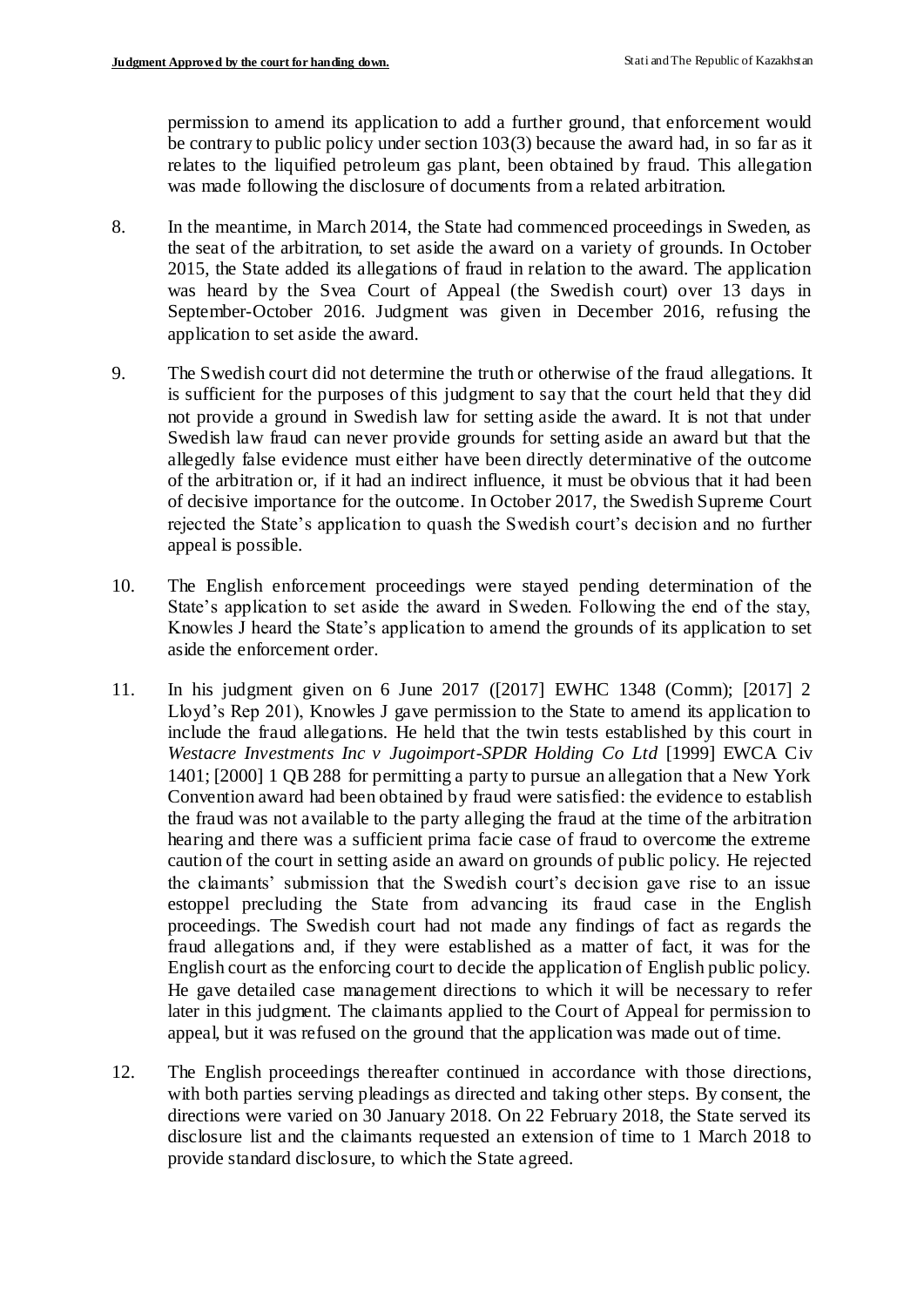permission to amend its application to add a further ground, that enforcement would be contrary to public policy under section 103(3) because the award had, in so far as it relates to the liquified petroleum gas plant, been obtained by fraud. This allegation was made following the disclosure of documents from a related arbitration.

8. In the meantime, in March 2014, the State had commenced proceedings in Sweden, as the seat of the arbitration, to set aside the award on a variety of grounds. In October 2015, the State added its allegations of fraud in relation to the award. The application was heard by the Svea Court of Appeal (the Swedish court) over 13 days in September-October 2016. Judgment was given in December 2016, refusing the application to set aside the award.

9. The Swedish court did not determine the truth or otherwise of the fraud allegations. It is sufficient for the purposes of this judgment to say that the court held that they did not provide a ground in Swedish law for setting aside the award. It is not that under Swedish law fraud can never provide grounds for setting aside an award but that the allegedly false evidence must either have been directly determinative of the outcome of the arbitration or, if it had an indirect influence, it must be obvious that it had been of decisive importance for the outcome. In October 2017, the Swedish Supreme Court rejected the State's application to quash the Swedish court's decision and no further appeal is possible.

10. The English enforcement proceedings were stayed pending determination of the State's application to set aside the award in Sweden. Following the end of the stay, Knowles J heard the State's application to amend the grounds of its application to set aside the enforcement order.

11. In his judgment given on 6 June 2017 ([2017] EWHC 1348 (Comm); [2017] 2 Lloyd's Rep 201), Knowles J gave permission to the State to amend its application to include the fraud allegations. He held that the twin tests established by this court in *Westacre Investments Inc v Jugoimport-SPDR Holding Co Ltd* [1999] EWCA Civ 1401; [2000] 1 QB 288 for permitting a party to pursue an allegation that a New York Convention award had been obtained by fraud were satisfied: the evidence to establish the fraud was not available to the party alleging the fraud at the time of the arbitration hearing and there was a sufficient prima facie case of fraud to overcome the extreme caution of the court in setting aside an award on grounds of public policy. He rejected the claimants' submission that the Swedish court's decision gave rise to an issue estoppel precluding the State from advancing its fraud case in the English proceedings. The Swedish court had not made any findings of fact as regards the fraud allegations and, if they were established as a matter of fact, it was for the English court as the enforcing court to decide the application of English public policy. He gave detailed case management directions to which it will be necessary to refer later in this judgment. The claimants applied to the Court of Appeal for permission to appeal, but it was refused on the ground that the application was made out of time.

12. The English proceedings thereafter continued in accordance with those directions, with both parties serving pleadings as directed and taking other steps. By consent, the directions were varied on 30 January 2018. On 22 February 2018, the State served its disclosure list and the claimants requested an extension of time to 1 March 2018 to provide standard disclosure, to which the State agreed.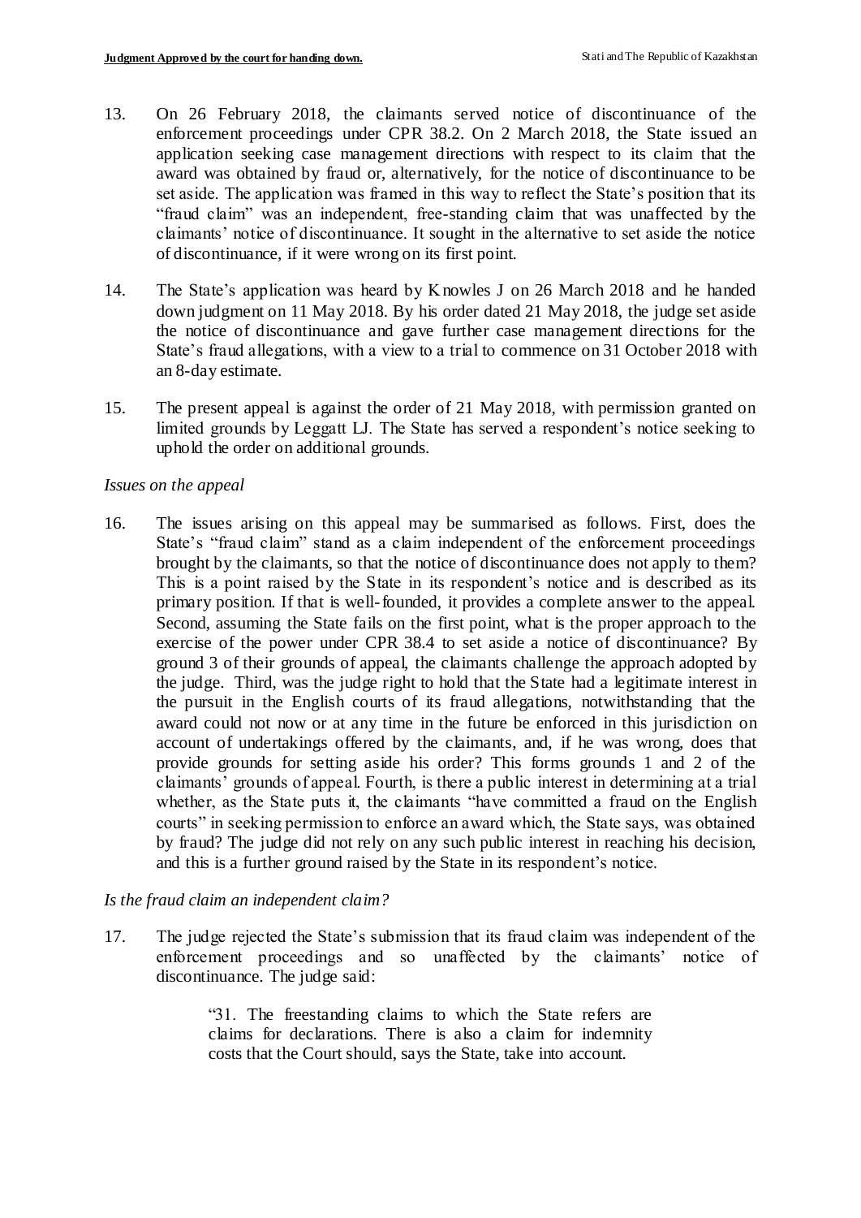13. On 26 February 2018, the claimants served notice of discontinuance of the enforcement proceedings under CPR 38.2. On 2 March 2018, the State issued an application seeking case management directions with respect to its claim that the award was obtained by fraud or, alternatively, for the notice of discontinuance to be set aside. The application was framed in this way to reflect the State's position that its "fraud claim" was an independent, free-standing claim that was unaffected by the claimants' notice of discontinuance. It sought in the alternative to set aside the notice of discontinuance, if it were wrong on its first point.

14. The State's application was heard by Knowles J on 26 March 2018 and he handed down judgment on 11 May 2018. By his order dated 21 May 2018, the judge set aside the notice of discontinuance and gave further case management directions for the State's fraud allegations, with a view to a trial to commence on 31 October 2018 with an 8-day estimate.

15. The present appeal is against the order of 21 May 2018, with permission granted on limited grounds by Leggatt LJ. The State has served a respondent's notice seeking to uphold the order on additional grounds.

*Issues on the appeal*

16. The issues arising on this appeal may be summarised as follows. First, does the State's "fraud claim" stand as a claim independent of the enforcement proceedings brought by the claimants, so that the notice of discontinuance does not apply to them? This is a point raised by the State in its respondent's notice and is described as its primary position. If that is well-founded, it provides a complete answer to the appeal. Second, assuming the State fails on the first point, what is the proper approach to the exercise of the power under CPR 38.4 to set aside a notice of discontinuance? By ground 3 of their grounds of appeal, the claimants challenge the approach adopted by the judge. Third, was the judge right to hold that the State had a legitimate interest in the pursuit in the English courts of its fraud allegations, notwithstanding that the award could not now or at any time in the future be enforced in this jurisdiction on account of undertakings offered by the claimants, and, if he was wrong, does that provide grounds for setting aside his order? This forms grounds 1 and 2 of the claimants' grounds of appeal. Fourth, is there a public interest in determining at a trial whether, as the State puts it, the claimants "have committed a fraud on the English courts" in seeking permission to enforce an award which, the State says, was obtained by fraud? The judge did not rely on any such public interest in reaching his decision, and this is a further ground raised by the State in its respondent's notice.

*Is the fraud claim an independent claim?*

17. The judge rejected the State's submission that its fraud claim was independent of the enforcement proceedings and so unaffected by the claimants' notice of discontinuance. The judge said:

> "31. The freestanding claims to which the State refers are claims for declarations. There is also a claim for indemnity costs that the Court should, says the State, take into account.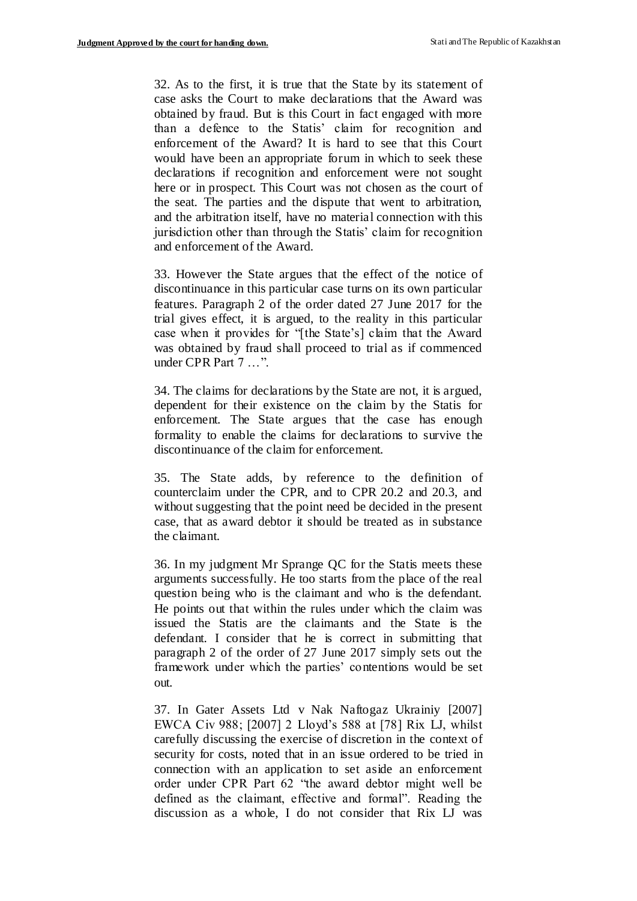32. As to the first, it is true that the State by its statement of case asks the Court to make declarations that the Award was obtained by fraud. But is this Court in fact engaged with more than a defence to the Statis' claim for recognition and enforcement of the Award? It is hard to see that this Court would have been an appropriate forum in which to seek these declarations if recognition and enforcement were not sought here or in prospect. This Court was not chosen as the court of the seat. The parties and the dispute that went to arbitration, and the arbitration itself, have no material connection with this jurisdiction other than through the Statis' claim for recognition and enforcement of the Award.

33. However the State argues that the effect of the notice of discontinuance in this particular case turns on its own particular features. Paragraph 2 of the order dated 27 June 2017 for the trial gives effect, it is argued, to the reality in this particular case when it provides for "[the State's] claim that the Award was obtained by fraud shall proceed to trial as if commenced under CPR Part 7 …".

34. The claims for declarations by the State are not, it is argued, dependent for their existence on the claim by the Statis for enforcement. The State argues that the case has enough formality to enable the claims for declarations to survive the discontinuance of the claim for enforcement.

35. The State adds, by reference to the definition of counterclaim under the CPR, and to CPR 20.2 and 20.3, and without suggesting that the point need be decided in the present case, that as award debtor it should be treated as in substance the claimant.

36. In my judgment Mr Sprange QC for the Statis meets these arguments successfully. He too starts from the place of the real question being who is the claimant and who is the defendant. He points out that within the rules under which the claim was issued the Statis are the claimants and the State is the defendant. I consider that he is correct in submitting that paragraph 2 of the order of 27 June 2017 simply sets out the framework under which the parties' contentions would be set out.

37. In Gater Assets Ltd v Nak Naftogaz Ukrainiy [2007] EWCA Civ 988; [2007] 2 Lloyd's 588 at [78] Rix LJ, whilst carefully discussing the exercise of discretion in the context of security for costs, noted that in an issue ordered to be tried in connection with an application to set aside an enforcement order under CPR Part 62 "the award debtor might well be defined as the claimant, effective and formal". Reading the discussion as a whole, I do not consider that Rix LJ was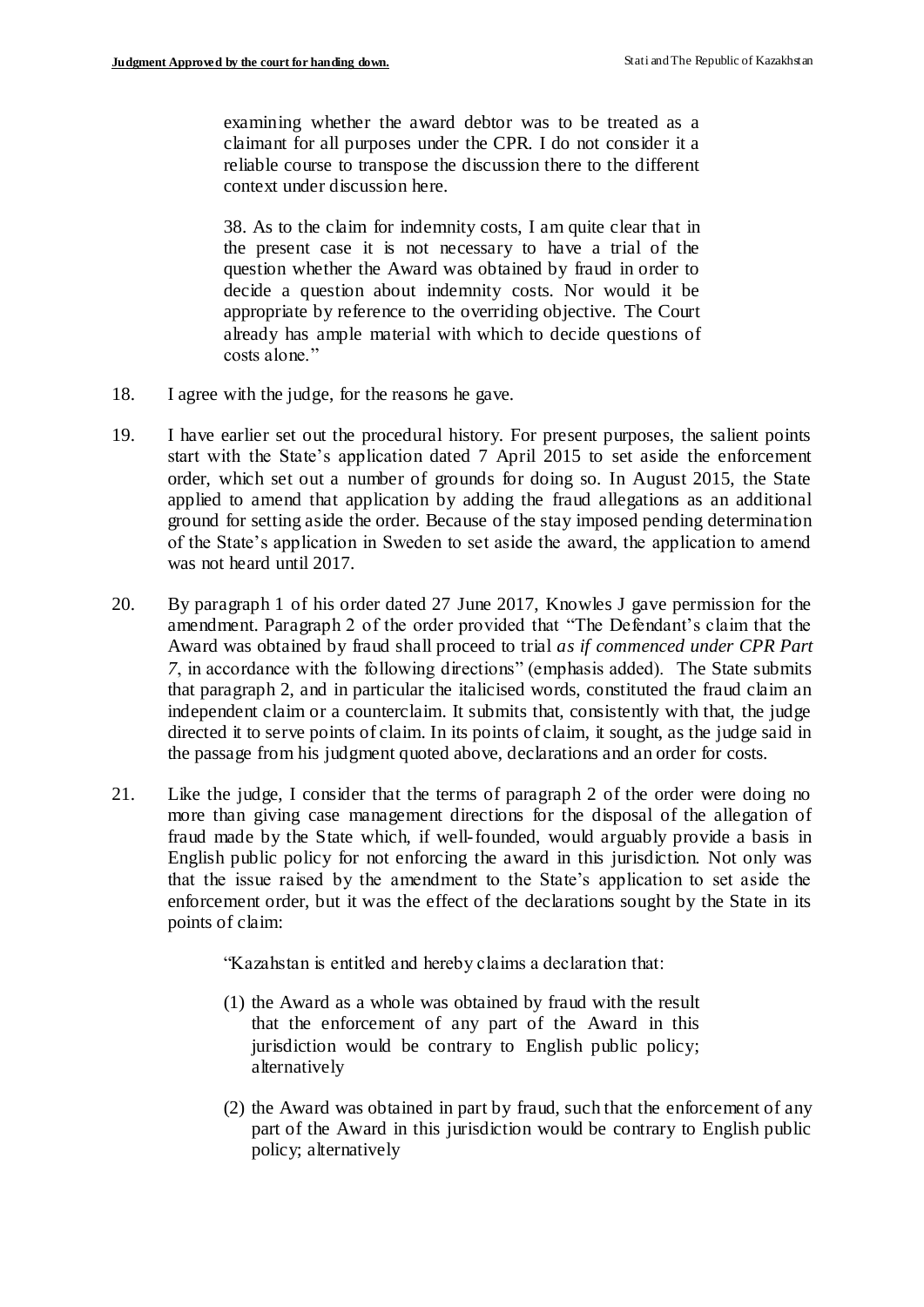> examining whether the award debtor was to be treated as a claimant for all purposes under the CPR. I do not consider it a reliable course to transpose the discussion there to the different context under discussion here.
>
> 38. As to the claim for indemnity costs, I am quite clear that in the present case it is not necessary to have a trial of the question whether the Award was obtained by fraud in order to decide a question about indemnity costs. Nor would it be appropriate by reference to the overriding objective. The Court already has ample material with which to decide questions of costs alone."

18. I agree with the judge, for the reasons he gave.

19. I have earlier set out the procedural history. For present purposes, the salient points start with the State's application dated 7 April 2015 to set aside the enforcement order, which set out a number of grounds for doing so. In August 2015, the State applied to amend that application by adding the fraud allegations as an additional ground for setting aside the order. Because of the stay imposed pending determination of the State's application in Sweden to set aside the award, the application to amend was not heard until 2017.

20. By paragraph 1 of his order dated 27 June 2017, Knowles J gave permission for the amendment. Paragraph 2 of the order provided that "The Defendant's claim that the Award was obtained by fraud shall proceed to trial *as if commenced under CPR Part 7*, in accordance with the following directions" (emphasis added). The State submits that paragraph 2, and in particular the italicised words, constituted the fraud claim an independent claim or a counterclaim. It submits that, consistently with that, the judge directed it to serve points of claim. In its points of claim, it sought, as the judge said in the passage from his judgment quoted above, declarations and an order for costs.

21. Like the judge, I consider that the terms of paragraph 2 of the order were doing no more than giving case management directions for the disposal of the allegation of fraud made by the State which, if well-founded, would arguably provide a basis in English public policy for not enforcing the award in this jurisdiction. Not only was that the issue raised by the amendment to the State's application to set aside the enforcement order, but it was the effect of the declarations sought by the State in its points of claim:

> "Kazahstan is entitled and hereby claims a declaration that:
>
> (1) the Award as a whole was obtained by fraud with the result that the enforcement of any part of the Award in this jurisdiction would be contrary to English public policy; alternatively
>
> (2) the Award was obtained in part by fraud, such that the enforcement of any part of the Award in this jurisdiction would be contrary to English public policy; alternatively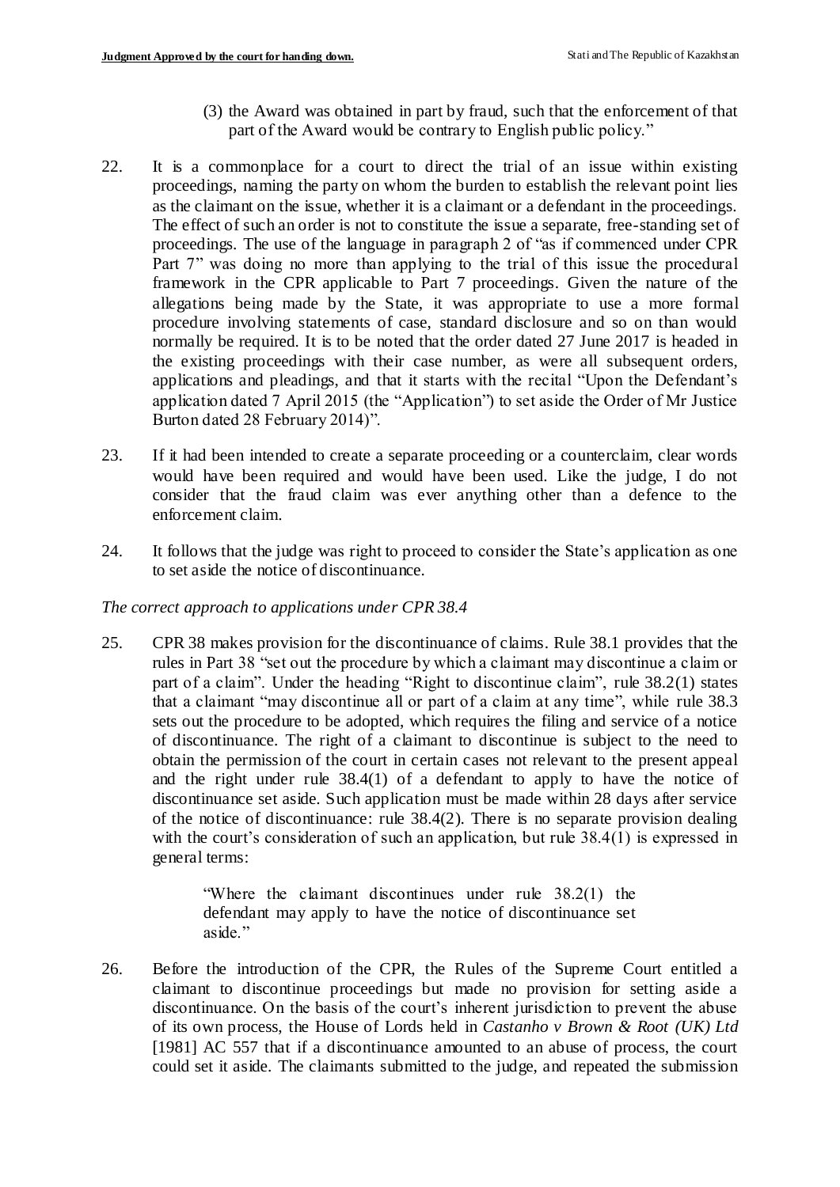(3) the Award was obtained in part by fraud, such that the enforcement of that part of the Award would be contrary to English public policy."

22. It is a commonplace for a court to direct the trial of an issue within existing proceedings, naming the party on whom the burden to establish the relevant point lies as the claimant on the issue, whether it is a claimant or a defendant in the proceedings. The effect of such an order is not to constitute the issue a separate, free-standing set of proceedings. The use of the language in paragraph 2 of "as if commenced under CPR Part 7" was doing no more than applying to the trial of this issue the procedural framework in the CPR applicable to Part 7 proceedings. Given the nature of the allegations being made by the State, it was appropriate to use a more formal procedure involving statements of case, standard disclosure and so on than would normally be required. It is to be noted that the order dated 27 June 2017 is headed in the existing proceedings with their case number, as were all subsequent orders, applications and pleadings, and that it starts with the recital "Upon the Defendant's application dated 7 April 2015 (the "Application") to set aside the Order of Mr Justice Burton dated 28 February 2014)".

23. If it had been intended to create a separate proceeding or a counterclaim, clear words would have been required and would have been used. Like the judge, I do not consider that the fraud claim was ever anything other than a defence to the enforcement claim.

24. It follows that the judge was right to proceed to consider the State's application as one to set aside the notice of discontinuance.

*The correct approach to applications under CPR 38.4*

25. CPR 38 makes provision for the discontinuance of claims. Rule 38.1 provides that the rules in Part 38 "set out the procedure by which a claimant may discontinue a claim or part of a claim". Under the heading "Right to discontinue claim", rule 38.2(1) states that a claimant "may discontinue all or part of a claim at any time", while rule 38.3 sets out the procedure to be adopted, which requires the filing and service of a notice of discontinuance. The right of a claimant to discontinue is subject to the need to obtain the permission of the court in certain cases not relevant to the present appeal and the right under rule 38.4(1) of a defendant to apply to have the notice of discontinuance set aside. Such application must be made within 28 days after service of the notice of discontinuance: rule 38.4(2). There is no separate provision dealing with the court's consideration of such an application, but rule 38.4(1) is expressed in general terms:

> "Where the claimant discontinues under rule 38.2(1) the defendant may apply to have the notice of discontinuance set aside."

26. Before the introduction of the CPR, the Rules of the Supreme Court entitled a claimant to discontinue proceedings but made no provision for setting aside a discontinuance. On the basis of the court's inherent jurisdiction to prevent the abuse of its own process, the House of Lords held in *Castanho v Brown & Root (UK) Ltd* [1981] AC 557 that if a discontinuance amounted to an abuse of process, the court could set it aside. The claimants submitted to the judge, and repeated the submission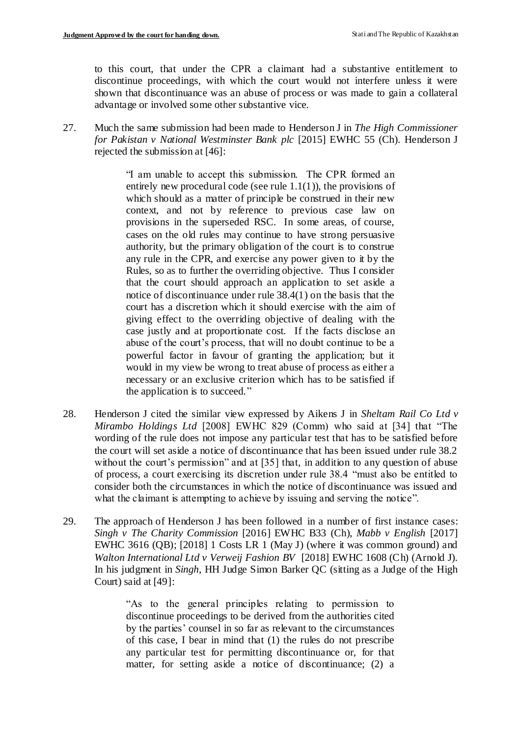to this court, that under the CPR a claimant had a substantive entitlement to discontinue proceedings, with which the court would not interfere unless it were shown that discontinuance was an abuse of process or was made to gain a collateral advantage or involved some other substantive vice.

27. Much the same submission had been made to Henderson J in *The High Commissioner for Pakistan v National Westminster Bank plc* [2015] EWHC 55 (Ch). Henderson J rejected the submission at [46]:

> "I am unable to accept this submission. The CPR formed an entirely new procedural code (see rule 1.1(1)), the provisions of which should as a matter of principle be construed in their new context, and not by reference to previous case law on provisions in the superseded RSC. In some areas, of course, cases on the old rules may continue to have strong persuasive authority, but the primary obligation of the court is to construe any rule in the CPR, and exercise any power given to it by the Rules, so as to further the overriding objective. Thus I consider that the court should approach an application to set aside a notice of discontinuance under rule 38.4(1) on the basis that the court has a discretion which it should exercise with the aim of giving effect to the overriding objective of dealing with the case justly and at proportionate cost. If the facts disclose an abuse of the court's process, that will no doubt continue to be a powerful factor in favour of granting the application; but it would in my view be wrong to treat abuse of process as either a necessary or an exclusive criterion which has to be satisfied if the application is to succeed."

28. Henderson J cited the similar view expressed by Aikens J in *Sheltam Rail Co Ltd v Mirambo Holdings Ltd* [2008] EWHC 829 (Comm) who said at [34] that "The wording of the rule does not impose any particular test that has to be satisfied before the court will set aside a notice of discontinuance that has been issued under rule 38.2 without the court's permission" and at [35] that, in addition to any question of abuse of process, a court exercising its discretion under rule 38.4 "must also be entitled to consider both the circumstances in which the notice of discontinuance was issued and what the claimant is attempting to achieve by issuing and serving the notice".

29. The approach of Henderson J has been followed in a number of first instance cases: *Singh v The Charity Commission* [2016] EWHC B33 (Ch), *Mabb v English* [2017] EWHC 3616 (QB); [2018] 1 Costs LR 1 (May J) (where it was common ground) and *Walton International Ltd v Verweij Fashion BV* [2018] EWHC 1608 (Ch) (Arnold J). In his judgment in *Singh*, HH Judge Simon Barker QC (sitting as a Judge of the High Court) said at [49]:

> "As to the general principles relating to permission to discontinue proceedings to be derived from the authorities cited by the parties' counsel in so far as relevant to the circumstances of this case, I bear in mind that (1) the rules do not prescribe any particular test for permitting discontinuance or, for that matter, for setting aside a notice of discontinuance; (2) a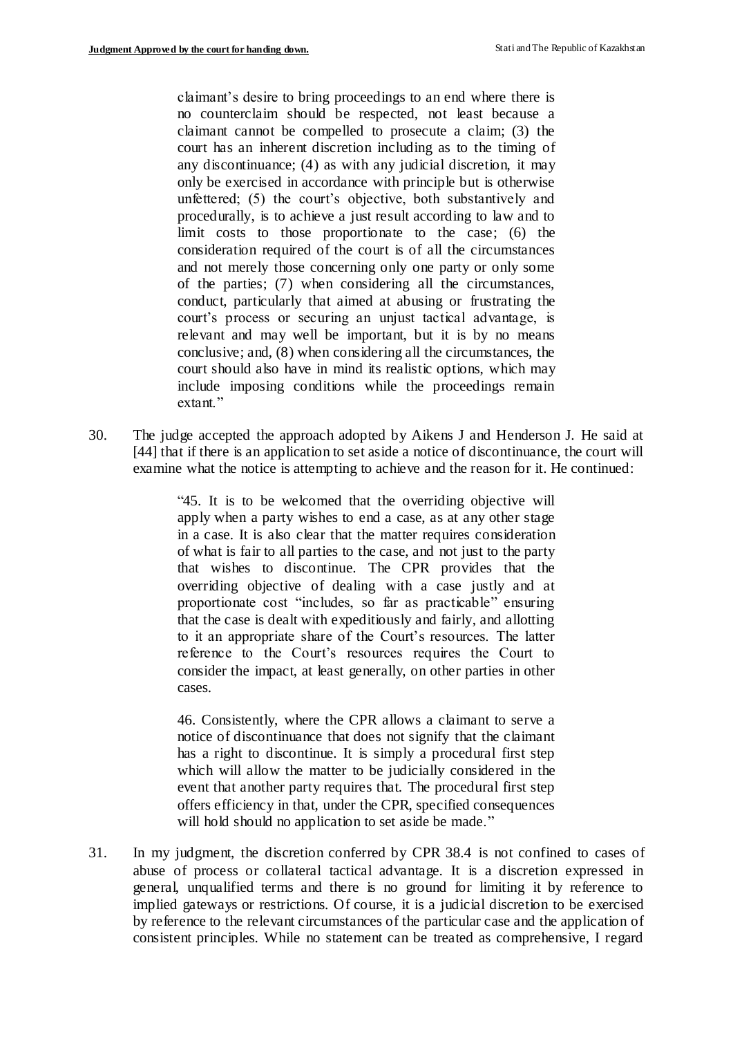> claimant's desire to bring proceedings to an end where there is no counterclaim should be respected, not least because a claimant cannot be compelled to prosecute a claim; (3) the court has an inherent discretion including as to the timing of any discontinuance; (4) as with any judicial discretion, it may only be exercised in accordance with principle but is otherwise unfettered; (5) the court's objective, both substantively and procedurally, is to achieve a just result according to law and to limit costs to those proportionate to the case; (6) the consideration required of the court is of all the circumstances and not merely those concerning only one party or only some of the parties; (7) when considering all the circumstances, conduct, particularly that aimed at abusing or frustrating the court's process or securing an unjust tactical advantage, is relevant and may well be important, but it is by no means conclusive; and, (8) when considering all the circumstances, the court should also have in mind its realistic options, which may include imposing conditions while the proceedings remain extant."

30. The judge accepted the approach adopted by Aikens J and Henderson J. He said at [44] that if there is an application to set aside a notice of discontinuance, the court will examine what the notice is attempting to achieve and the reason for it. He continued:

> "45. It is to be welcomed that the overriding objective will apply when a party wishes to end a case, as at any other stage in a case. It is also clear that the matter requires consideration of what is fair to all parties to the case, and not just to the party that wishes to discontinue. The CPR provides that the overriding objective of dealing with a case justly and at proportionate cost "includes, so far as practicable" ensuring that the case is dealt with expeditiously and fairly, and allotting to it an appropriate share of the Court's resources. The latter reference to the Court's resources requires the Court to consider the impact, at least generally, on other parties in other cases.
>
> 46. Consistently, where the CPR allows a claimant to serve a notice of discontinuance that does not signify that the claimant has a right to discontinue. It is simply a procedural first step which will allow the matter to be judicially considered in the event that another party requires that. The procedural first step offers efficiency in that, under the CPR, specified consequences will hold should no application to set aside be made."

31. In my judgment, the discretion conferred by CPR 38.4 is not confined to cases of abuse of process or collateral tactical advantage. It is a discretion expressed in general, unqualified terms and there is no ground for limiting it by reference to implied gateways or restrictions. Of course, it is a judicial discretion to be exercised by reference to the relevant circumstances of the particular case and the application of consistent principles. While no statement can be treated as comprehensive, I regard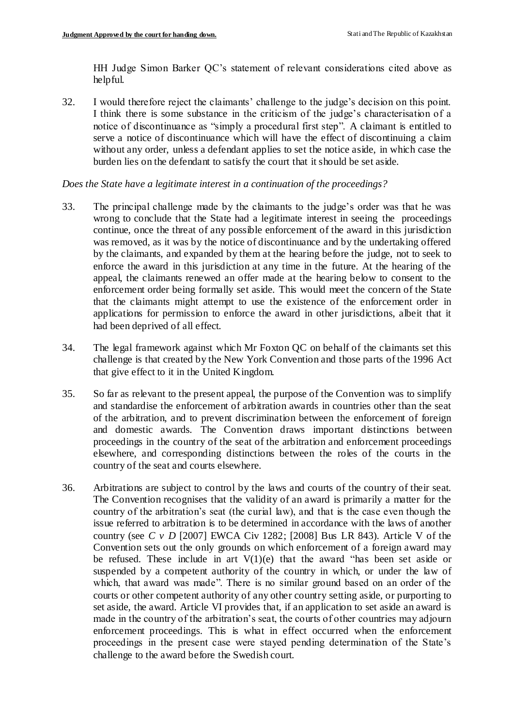HH Judge Simon Barker QC's statement of relevant considerations cited above as helpful.

32. I would therefore reject the claimants' challenge to the judge's decision on this point. I think there is some substance in the criticism of the judge's characterisation of a notice of discontinuance as "simply a procedural first step". A claimant is entitled to serve a notice of discontinuance which will have the effect of discontinuing a claim without any order, unless a defendant applies to set the notice aside, in which case the burden lies on the defendant to satisfy the court that it should be set aside.

*Does the State have a legitimate interest in a continuation of the proceedings?*

33. The principal challenge made by the claimants to the judge's order was that he was wrong to conclude that the State had a legitimate interest in seeing the proceedings continue, once the threat of any possible enforcement of the award in this jurisdiction was removed, as it was by the notice of discontinuance and by the undertaking offered by the claimants, and expanded by them at the hearing before the judge, not to seek to enforce the award in this jurisdiction at any time in the future. At the hearing of the appeal, the claimants renewed an offer made at the hearing below to consent to the enforcement order being formally set aside. This would meet the concern of the State that the claimants might attempt to use the existence of the enforcement order in applications for permission to enforce the award in other jurisdictions, albeit that it had been deprived of all effect.

34. The legal framework against which Mr Foxton QC on behalf of the claimants set this challenge is that created by the New York Convention and those parts of the 1996 Act that give effect to it in the United Kingdom.

35. So far as relevant to the present appeal, the purpose of the Convention was to simplify and standardise the enforcement of arbitration awards in countries other than the seat of the arbitration, and to prevent discrimination between the enforcement of foreign and domestic awards. The Convention draws important distinctions between proceedings in the country of the seat of the arbitration and enforcement proceedings elsewhere, and corresponding distinctions between the roles of the courts in the country of the seat and courts elsewhere.

36. Arbitrations are subject to control by the laws and courts of the country of their seat. The Convention recognises that the validity of an award is primarily a matter for the country of the arbitration's seat (the curial law), and that is the case even though the issue referred to arbitration is to be determined in accordance with the laws of another country (see *C v D* [2007] EWCA Civ 1282; [2008] Bus LR 843). Article V of the Convention sets out the only grounds on which enforcement of a foreign award may be refused. These include in art V(1)(e) that the award "has been set aside or suspended by a competent authority of the country in which, or under the law of which, that award was made". There is no similar ground based on an order of the courts or other competent authority of any other country setting aside, or purporting to set aside, the award. Article VI provides that, if an application to set aside an award is made in the country of the arbitration's seat, the courts of other countries may adjourn enforcement proceedings. This is what in effect occurred when the enforcement proceedings in the present case were stayed pending determination of the State's challenge to the award before the Swedish court.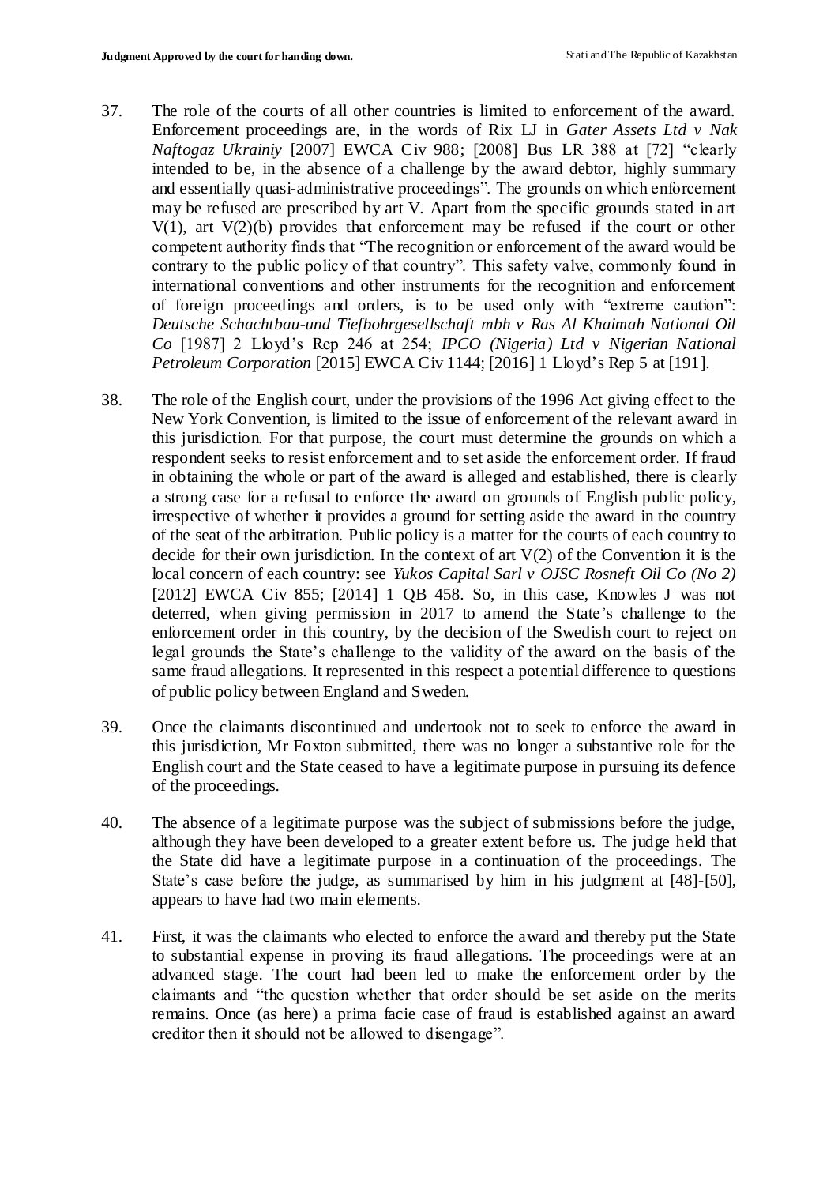37. The role of the courts of all other countries is limited to enforcement of the award. Enforcement proceedings are, in the words of Rix LJ in *Gater Assets Ltd v Nak Naftogaz Ukrainiy* [2007] EWCA Civ 988; [2008] Bus LR 388 at [72] "clearly intended to be, in the absence of a challenge by the award debtor, highly summary and essentially quasi-administrative proceedings". The grounds on which enforcement may be refused are prescribed by art V. Apart from the specific grounds stated in art V(1), art V(2)(b) provides that enforcement may be refused if the court or other competent authority finds that "The recognition or enforcement of the award would be contrary to the public policy of that country". This safety valve, commonly found in international conventions and other instruments for the recognition and enforcement of foreign proceedings and orders, is to be used only with "extreme caution": *Deutsche Schachtbau-und Tiefbohrgesellschaft mbh v Ras Al Khaimah National Oil Co* [1987] 2 Lloyd's Rep 246 at 254; *IPCO (Nigeria) Ltd v Nigerian National Petroleum Corporation* [2015] EWCA Civ 1144; [2016] 1 Lloyd's Rep 5 at [191].

38. The role of the English court, under the provisions of the 1996 Act giving effect to the New York Convention, is limited to the issue of enforcement of the relevant award in this jurisdiction. For that purpose, the court must determine the grounds on which a respondent seeks to resist enforcement and to set aside the enforcement order. If fraud in obtaining the whole or part of the award is alleged and established, there is clearly a strong case for a refusal to enforce the award on grounds of English public policy, irrespective of whether it provides a ground for setting aside the award in the country of the seat of the arbitration. Public policy is a matter for the courts of each country to decide for their own jurisdiction. In the context of art V(2) of the Convention it is the local concern of each country: see *Yukos Capital Sarl v OJSC Rosneft Oil Co (No 2)* [2012] EWCA Civ 855; [2014] 1 QB 458. So, in this case, Knowles J was not deterred, when giving permission in 2017 to amend the State's challenge to the enforcement order in this country, by the decision of the Swedish court to reject on legal grounds the State's challenge to the validity of the award on the basis of the same fraud allegations. It represented in this respect a potential difference to questions of public policy between England and Sweden.

39. Once the claimants discontinued and undertook not to seek to enforce the award in this jurisdiction, Mr Foxton submitted, there was no longer a substantive role for the English court and the State ceased to have a legitimate purpose in pursuing its defence of the proceedings.

40. The absence of a legitimate purpose was the subject of submissions before the judge, although they have been developed to a greater extent before us. The judge held that the State did have a legitimate purpose in a continuation of the proceedings. The State's case before the judge, as summarised by him in his judgment at [48]-[50], appears to have had two main elements.

41. First, it was the claimants who elected to enforce the award and thereby put the State to substantial expense in proving its fraud allegations. The proceedings were at an advanced stage. The court had been led to make the enforcement order by the claimants and "the question whether that order should be set aside on the merits remains. Once (as here) a prima facie case of fraud is established against an award creditor then it should not be allowed to disengage".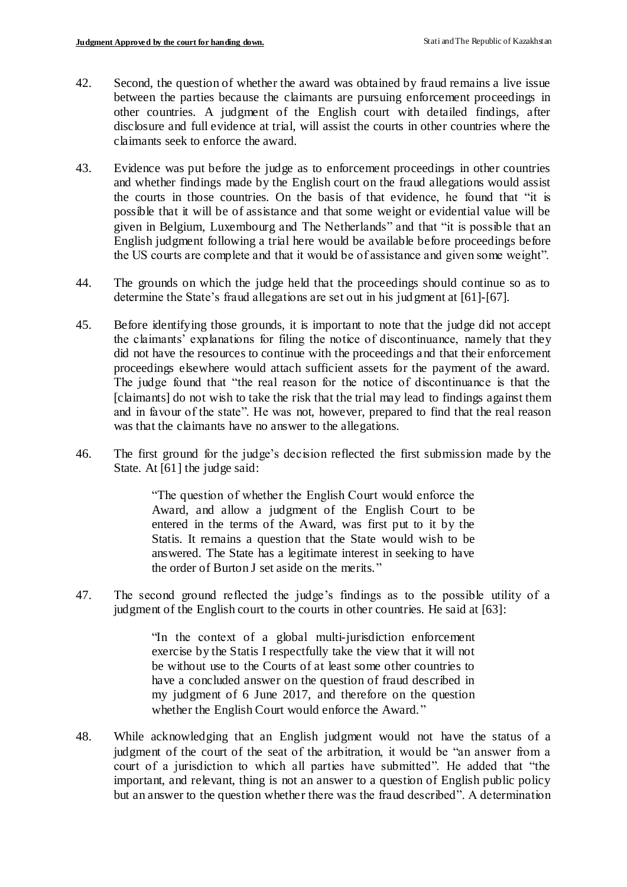42. Second, the question of whether the award was obtained by fraud remains a live issue between the parties because the claimants are pursuing enforcement proceedings in other countries. A judgment of the English court with detailed findings, after disclosure and full evidence at trial, will assist the courts in other countries where the claimants seek to enforce the award.

43. Evidence was put before the judge as to enforcement proceedings in other countries and whether findings made by the English court on the fraud allegations would assist the courts in those countries. On the basis of that evidence, he found that "it is possible that it will be of assistance and that some weight or evidential value will be given in Belgium, Luxembourg and The Netherlands" and that "it is possible that an English judgment following a trial here would be available before proceedings before the US courts are complete and that it would be of assistance and given some weight".

44. The grounds on which the judge held that the proceedings should continue so as to determine the State's fraud allegations are set out in his judgment at [61]-[67].

45. Before identifying those grounds, it is important to note that the judge did not accept the claimants' explanations for filing the notice of discontinuance, namely that they did not have the resources to continue with the proceedings and that their enforcement proceedings elsewhere would attach sufficient assets for the payment of the award. The judge found that "the real reason for the notice of discontinuance is that the [claimants] do not wish to take the risk that the trial may lead to findings against them and in favour of the state". He was not, however, prepared to find that the real reason was that the claimants have no answer to the allegations.

46. The first ground for the judge's decision reflected the first submission made by the State. At [61] the judge said:

> "The question of whether the English Court would enforce the Award, and allow a judgment of the English Court to be entered in the terms of the Award, was first put to it by the Statis. It remains a question that the State would wish to be answered. The State has a legitimate interest in seeking to have the order of Burton J set aside on the merits."

47. The second ground reflected the judge's findings as to the possible utility of a judgment of the English court to the courts in other countries. He said at [63]:

> "In the context of a global multi-jurisdiction enforcement exercise by the Statis I respectfully take the view that it will not be without use to the Courts of at least some other countries to have a concluded answer on the question of fraud described in my judgment of 6 June 2017, and therefore on the question whether the English Court would enforce the Award."

48. While acknowledging that an English judgment would not have the status of a judgment of the court of the seat of the arbitration, it would be "an answer from a court of a jurisdiction to which all parties have submitted". He added that "the important, and relevant, thing is not an answer to a question of English public policy but an answer to the question whether there was the fraud described". A determination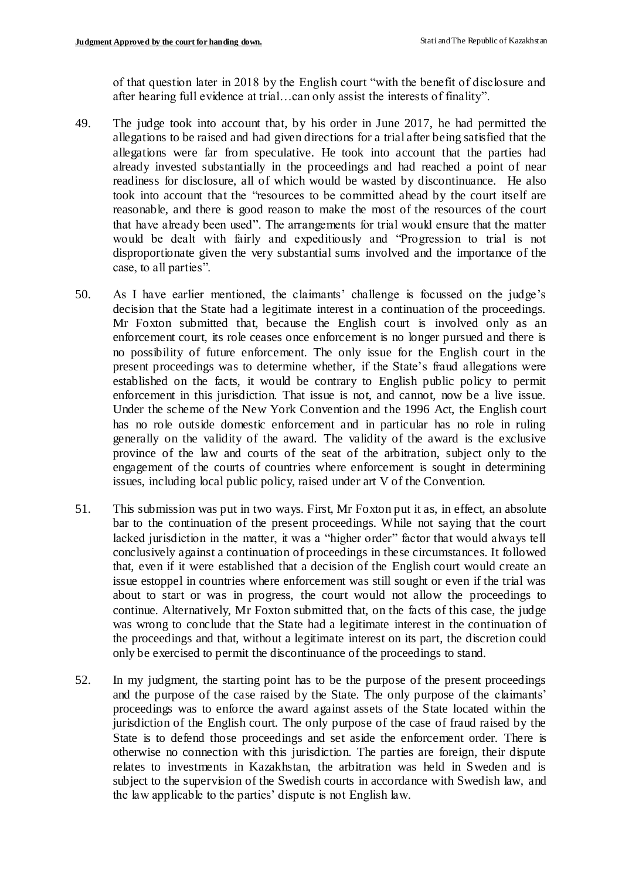of that question later in 2018 by the English court "with the benefit of disclosure and after hearing full evidence at trial…can only assist the interests of finality".

49. The judge took into account that, by his order in June 2017, he had permitted the allegations to be raised and had given directions for a trial after being satisfied that the allegations were far from speculative. He took into account that the parties had already invested substantially in the proceedings and had reached a point of near readiness for disclosure, all of which would be wasted by discontinuance. He also took into account that the "resources to be committed ahead by the court itself are reasonable, and there is good reason to make the most of the resources of the court that have already been used". The arrangements for trial would ensure that the matter would be dealt with fairly and expeditiously and "Progression to trial is not disproportionate given the very substantial sums involved and the importance of the case, to all parties".

50. As I have earlier mentioned, the claimants' challenge is focussed on the judge's decision that the State had a legitimate interest in a continuation of the proceedings. Mr Foxton submitted that, because the English court is involved only as an enforcement court, its role ceases once enforcement is no longer pursued and there is no possibility of future enforcement. The only issue for the English court in the present proceedings was to determine whether, if the State's fraud allegations were established on the facts, it would be contrary to English public policy to permit enforcement in this jurisdiction. That issue is not, and cannot, now be a live issue. Under the scheme of the New York Convention and the 1996 Act, the English court has no role outside domestic enforcement and in particular has no role in ruling generally on the validity of the award. The validity of the award is the exclusive province of the law and courts of the seat of the arbitration, subject only to the engagement of the courts of countries where enforcement is sought in determining issues, including local public policy, raised under art V of the Convention.

51. This submission was put in two ways. First, Mr Foxton put it as, in effect, an absolute bar to the continuation of the present proceedings. While not saying that the court lacked jurisdiction in the matter, it was a "higher order" factor that would always tell conclusively against a continuation of proceedings in these circumstances. It followed that, even if it were established that a decision of the English court would create an issue estoppel in countries where enforcement was still sought or even if the trial was about to start or was in progress, the court would not allow the proceedings to continue. Alternatively, Mr Foxton submitted that, on the facts of this case, the judge was wrong to conclude that the State had a legitimate interest in the continuation of the proceedings and that, without a legitimate interest on its part, the discretion could only be exercised to permit the discontinuance of the proceedings to stand.

52. In my judgment, the starting point has to be the purpose of the present proceedings and the purpose of the case raised by the State. The only purpose of the claimants' proceedings was to enforce the award against assets of the State located within the jurisdiction of the English court. The only purpose of the case of fraud raised by the State is to defend those proceedings and set aside the enforcement order. There is otherwise no connection with this jurisdiction. The parties are foreign, their dispute relates to investments in Kazakhstan, the arbitration was held in Sweden and is subject to the supervision of the Swedish courts in accordance with Swedish law, and the law applicable to the parties' dispute is not English law.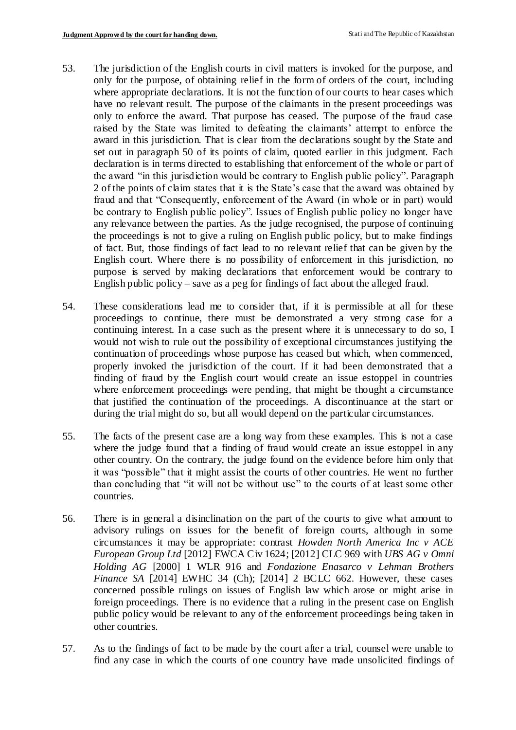53. The jurisdiction of the English courts in civil matters is invoked for the purpose, and only for the purpose, of obtaining relief in the form of orders of the court, including where appropriate declarations. It is not the function of our courts to hear cases which have no relevant result. The purpose of the claimants in the present proceedings was only to enforce the award. That purpose has ceased. The purpose of the fraud case raised by the State was limited to defeating the claimants' attempt to enforce the award in this jurisdiction. That is clear from the declarations sought by the State and set out in paragraph 50 of its points of claim, quoted earlier in this judgment. Each declaration is in terms directed to establishing that enforcement of the whole or part of the award "in this jurisdiction would be contrary to English public policy". Paragraph 2 of the points of claim states that it is the State's case that the award was obtained by fraud and that "Consequently, enforcement of the Award (in whole or in part) would be contrary to English public policy". Issues of English public policy no longer have any relevance between the parties. As the judge recognised, the purpose of continuing the proceedings is not to give a ruling on English public policy, but to make findings of fact. But, those findings of fact lead to no relevant relief that can be given by the English court. Where there is no possibility of enforcement in this jurisdiction, no purpose is served by making declarations that enforcement would be contrary to English public policy – save as a peg for findings of fact about the alleged fraud.

54. These considerations lead me to consider that, if it is permissible at all for these proceedings to continue, there must be demonstrated a very strong case for a continuing interest. In a case such as the present where it is unnecessary to do so, I would not wish to rule out the possibility of exceptional circumstances justifying the continuation of proceedings whose purpose has ceased but which, when commenced, properly invoked the jurisdiction of the court. If it had been demonstrated that a finding of fraud by the English court would create an issue estoppel in countries where enforcement proceedings were pending, that might be thought a circumstance that justified the continuation of the proceedings. A discontinuance at the start or during the trial might do so, but all would depend on the particular circumstances.

55. The facts of the present case are a long way from these examples. This is not a case where the judge found that a finding of fraud would create an issue estoppel in any other country. On the contrary, the judge found on the evidence before him only that it was "possible" that it might assist the courts of other countries. He went no further than concluding that "it will not be without use" to the courts of at least some other countries.

56. There is in general a disinclination on the part of the courts to give what amount to advisory rulings on issues for the benefit of foreign courts, although in some circumstances it may be appropriate: contrast *Howden North America Inc v ACE European Group Ltd* [2012] EWCA Civ 1624; [2012] CLC 969 with *UBS AG v Omni Holding AG* [2000] 1 WLR 916 and *Fondazione Enasarco v Lehman Brothers Finance SA* [2014] EWHC 34 (Ch); [2014] 2 BCLC 662. However, these cases concerned possible rulings on issues of English law which arose or might arise in foreign proceedings. There is no evidence that a ruling in the present case on English public policy would be relevant to any of the enforcement proceedings being taken in other countries.

57. As to the findings of fact to be made by the court after a trial, counsel were unable to find any case in which the courts of one country have made unsolicited findings of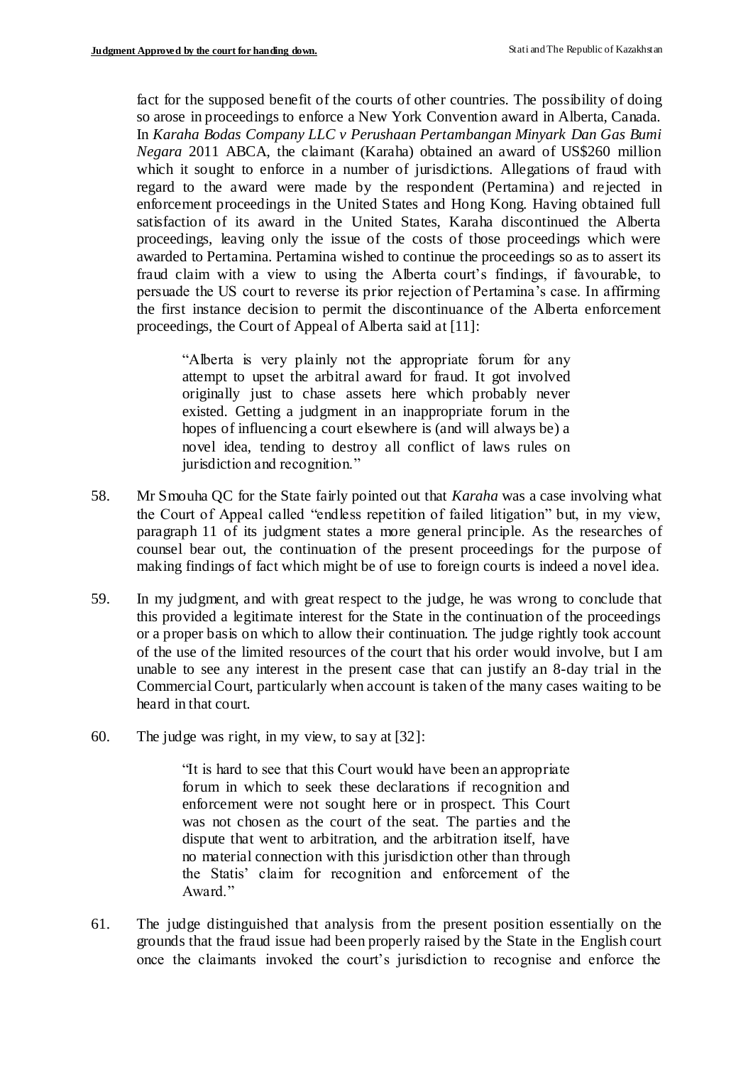fact for the supposed benefit of the courts of other countries. The possibility of doing so arose in proceedings to enforce a New York Convention award in Alberta, Canada. In *Karaha Bodas Company LLC v Perushaan Pertambangan Minyark Dan Gas Bumi Negara* 2011 ABCA, the claimant (Karaha) obtained an award of US$260 million which it sought to enforce in a number of jurisdictions. Allegations of fraud with regard to the award were made by the respondent (Pertamina) and rejected in enforcement proceedings in the United States and Hong Kong. Having obtained full satisfaction of its award in the United States, Karaha discontinued the Alberta proceedings, leaving only the issue of the costs of those proceedings which were awarded to Pertamina. Pertamina wished to continue the proceedings so as to assert its fraud claim with a view to using the Alberta court's findings, if favourable, to persuade the US court to reverse its prior rejection of Pertamina's case. In affirming the first instance decision to permit the discontinuance of the Alberta enforcement proceedings, the Court of Appeal of Alberta said at [11]:

> "Alberta is very plainly not the appropriate forum for any attempt to upset the arbitral award for fraud. It got involved originally just to chase assets here which probably never existed. Getting a judgment in an inappropriate forum in the hopes of influencing a court elsewhere is (and will always be) a novel idea, tending to destroy all conflict of laws rules on jurisdiction and recognition."

58. Mr Smouha QC for the State fairly pointed out that *Karaha* was a case involving what the Court of Appeal called "endless repetition of failed litigation" but, in my view, paragraph 11 of its judgment states a more general principle. As the researches of counsel bear out, the continuation of the present proceedings for the purpose of making findings of fact which might be of use to foreign courts is indeed a novel idea.

59. In my judgment, and with great respect to the judge, he was wrong to conclude that this provided a legitimate interest for the State in the continuation of the proceedings or a proper basis on which to allow their continuation. The judge rightly took account of the use of the limited resources of the court that his order would involve, but I am unable to see any interest in the present case that can justify an 8-day trial in the Commercial Court, particularly when account is taken of the many cases waiting to be heard in that court.

60. The judge was right, in my view, to say at [32]:

> "It is hard to see that this Court would have been an appropriate forum in which to seek these declarations if recognition and enforcement were not sought here or in prospect. This Court was not chosen as the court of the seat. The parties and the dispute that went to arbitration, and the arbitration itself, have no material connection with this jurisdiction other than through the Statis' claim for recognition and enforcement of the Award."

61. The judge distinguished that analysis from the present position essentially on the grounds that the fraud issue had been properly raised by the State in the English court once the claimants invoked the court's jurisdiction to recognise and enforce the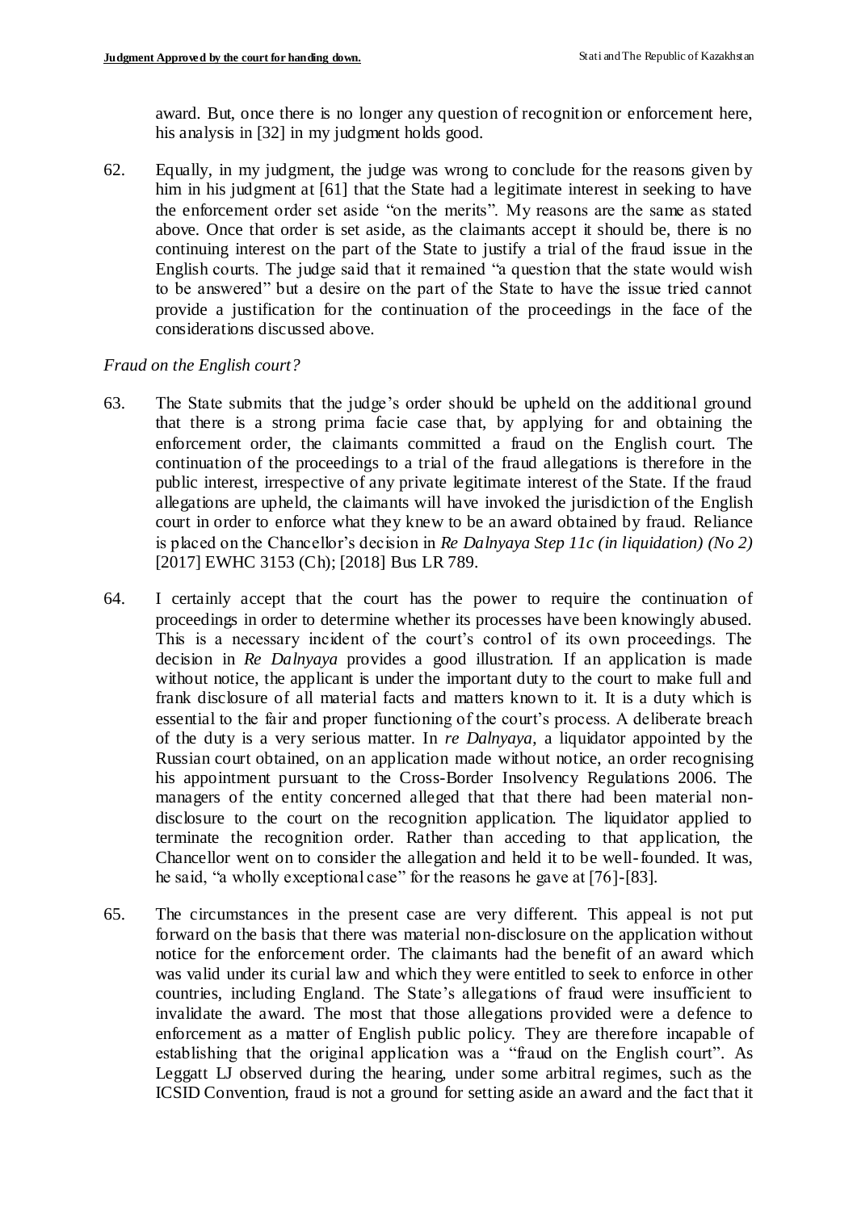award. But, once there is no longer any question of recognition or enforcement here, his analysis in [32] in my judgment holds good.

62. Equally, in my judgment, the judge was wrong to conclude for the reasons given by him in his judgment at [61] that the State had a legitimate interest in seeking to have the enforcement order set aside "on the merits". My reasons are the same as stated above. Once that order is set aside, as the claimants accept it should be, there is no continuing interest on the part of the State to justify a trial of the fraud issue in the English courts. The judge said that it remained "a question that the state would wish to be answered" but a desire on the part of the State to have the issue tried cannot provide a justification for the continuation of the proceedings in the face of the considerations discussed above.

*Fraud on the English court?*

63. The State submits that the judge's order should be upheld on the additional ground that there is a strong prima facie case that, by applying for and obtaining the enforcement order, the claimants committed a fraud on the English court. The continuation of the proceedings to a trial of the fraud allegations is therefore in the public interest, irrespective of any private legitimate interest of the State. If the fraud allegations are upheld, the claimants will have invoked the jurisdiction of the English court in order to enforce what they knew to be an award obtained by fraud. Reliance is placed on the Chancellor's decision in *Re Dalnyaya Step 11c (in liquidation) (No 2)* [2017] EWHC 3153 (Ch); [2018] Bus LR 789.

64. I certainly accept that the court has the power to require the continuation of proceedings in order to determine whether its processes have been knowingly abused. This is a necessary incident of the court's control of its own proceedings. The decision in *Re Dalnyaya* provides a good illustration. If an application is made without notice, the applicant is under the important duty to the court to make full and frank disclosure of all material facts and matters known to it. It is a duty which is essential to the fair and proper functioning of the court's process. A deliberate breach of the duty is a very serious matter. In *re Dalnyaya*, a liquidator appointed by the Russian court obtained, on an application made without notice, an order recognising his appointment pursuant to the Cross-Border Insolvency Regulations 2006. The managers of the entity concerned alleged that that there had been material non-disclosure to the court on the recognition application. The liquidator applied to terminate the recognition order. Rather than acceding to that application, the Chancellor went on to consider the allegation and held it to be well-founded. It was, he said, "a wholly exceptional case" for the reasons he gave at [76]-[83].

65. The circumstances in the present case are very different. This appeal is not put forward on the basis that there was material non-disclosure on the application without notice for the enforcement order. The claimants had the benefit of an award which was valid under its curial law and which they were entitled to seek to enforce in other countries, including England. The State's allegations of fraud were insufficient to invalidate the award. The most that those allegations provided were a defence to enforcement as a matter of English public policy. They are therefore incapable of establishing that the original application was a "fraud on the English court". As Leggatt LJ observed during the hearing, under some arbitral regimes, such as the ICSID Convention, fraud is not a ground for setting aside an award and the fact that it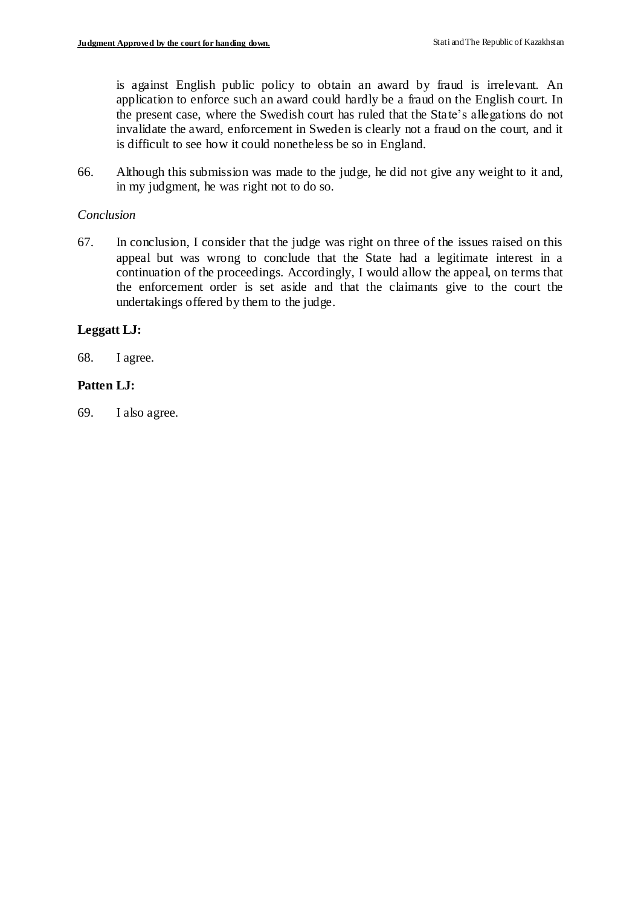is against English public policy to obtain an award by fraud is irrelevant. An application to enforce such an award could hardly be a fraud on the English court. In the present case, where the Swedish court has ruled that the State's allegations do not invalidate the award, enforcement in Sweden is clearly not a fraud on the court, and it is difficult to see how it could nonetheless be so in England.

66. Although this submission was made to the judge, he did not give any weight to it and, in my judgment, he was right not to do so.

*Conclusion*

67. In conclusion, I consider that the judge was right on three of the issues raised on this appeal but was wrong to conclude that the State had a legitimate interest in a continuation of the proceedings. Accordingly, I would allow the appeal, on terms that the enforcement order is set aside and that the claimants give to the court the undertakings offered by them to the judge.

**Leggatt LJ:**

68. I agree.

**Patten LJ:**

69. I also agree.